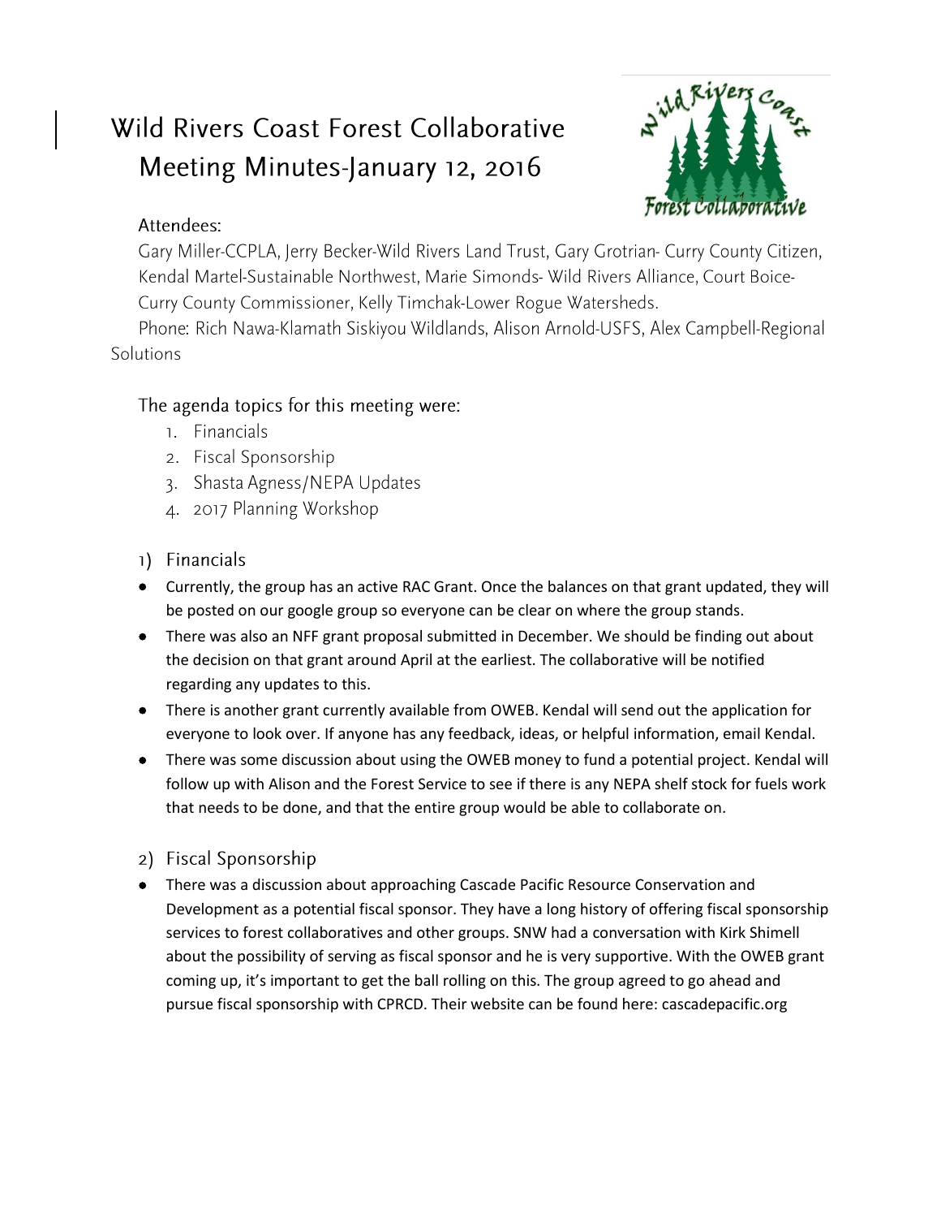# Wild Rivers Coast Forest Collaborative Meeting Minutes-January 12, 2016

Attendees:

Gary Miller-CCPLA, Jerry Becker-Wild Rivers Land Trust, Gary Grotrian- Curry County Citizen, Kendal Martel-Sustainable Northwest, Marie Simonds- Wild Rivers Alliance, Court Boice-Curry County Commissioner, Kelly Timchak-Lower Rogue Watersheds.

Phone: Rich Nawa-Klamath Siskiyou Wildlands, Alison Arnold-USFS, Alex Campbell-Regional Solutions

The agenda topics for this meeting were:

1. Financials
2. Fiscal Sponsorship
3. Shasta Agness/NEPA Updates
4. 2017 Planning Workshop

## 1) Financials

- Currently, the group has an active RAC Grant. Once the balances on that grant updated, they will be posted on our google group so everyone can be clear on where the group stands.
- There was also an NFF grant proposal submitted in December. We should be finding out about the decision on that grant around April at the earliest. The collaborative will be notified regarding any updates to this.
- There is another grant currently available from OWEB. Kendal will send out the application for everyone to look over. If anyone has any feedback, ideas, or helpful information, email Kendal.
- There was some discussion about using the OWEB money to fund a potential project. Kendal will follow up with Alison and the Forest Service to see if there is any NEPA shelf stock for fuels work that needs to be done, and that the entire group would be able to collaborate on.

## 2) Fiscal Sponsorship

- There was a discussion about approaching Cascade Pacific Resource Conservation and Development as a potential fiscal sponsor. They have a long history of offering fiscal sponsorship services to forest collaboratives and other groups. SNW had a conversation with Kirk Shimell about the possibility of serving as fiscal sponsor and he is very supportive. With the OWEB grant coming up, it's important to get the ball rolling on this. The group agreed to go ahead and pursue fiscal sponsorship with CPRCD. Their website can be found here: cascadepacific.org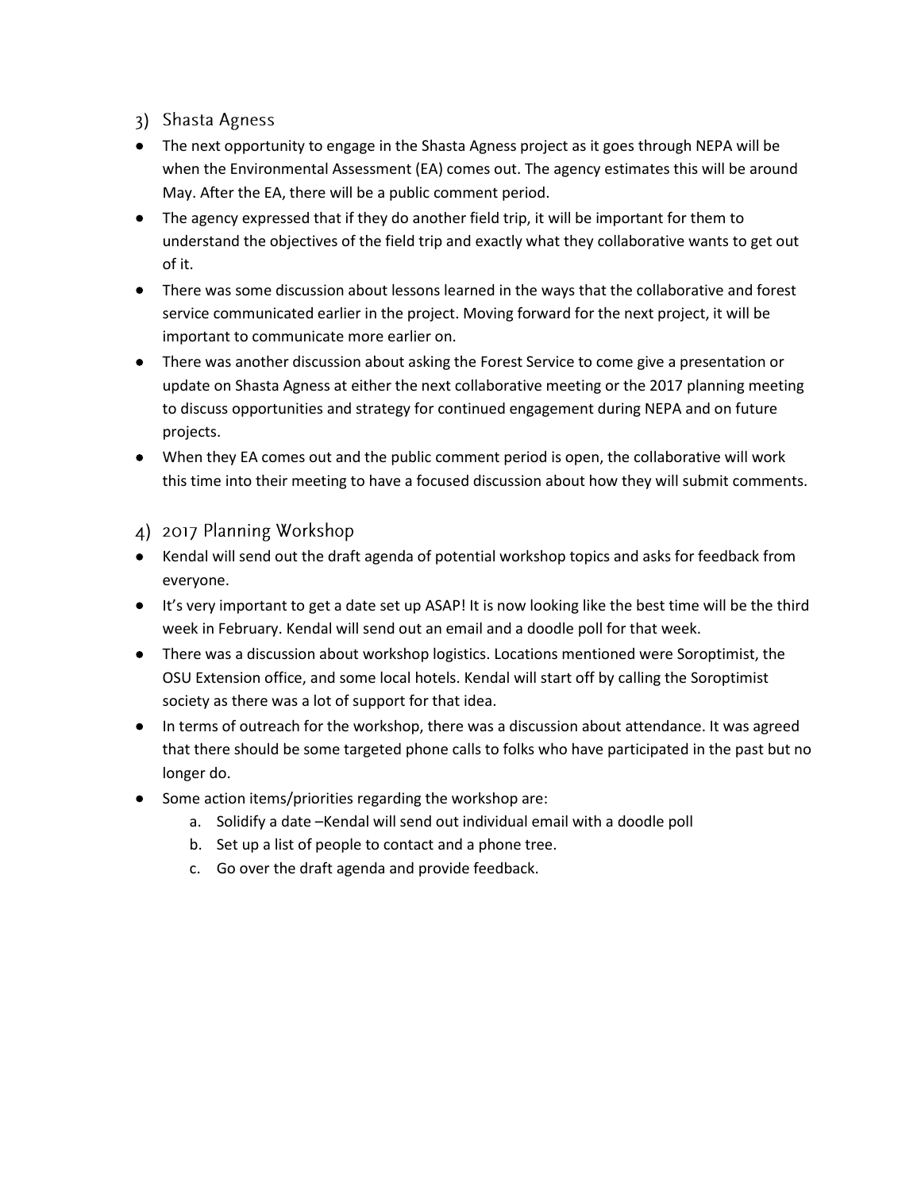## 3) Shasta Agness

- The next opportunity to engage in the Shasta Agness project as it goes through NEPA will be when the Environmental Assessment (EA) comes out. The agency estimates this will be around May. After the EA, there will be a public comment period.
- The agency expressed that if they do another field trip, it will be important for them to understand the objectives of the field trip and exactly what they collaborative wants to get out of it.
- There was some discussion about lessons learned in the ways that the collaborative and forest service communicated earlier in the project. Moving forward for the next project, it will be important to communicate more earlier on.
- There was another discussion about asking the Forest Service to come give a presentation or update on Shasta Agness at either the next collaborative meeting or the 2017 planning meeting to discuss opportunities and strategy for continued engagement during NEPA and on future projects.
- When they EA comes out and the public comment period is open, the collaborative will work this time into their meeting to have a focused discussion about how they will submit comments.

## 4) 2017 Planning Workshop

- Kendal will send out the draft agenda of potential workshop topics and asks for feedback from everyone.
- It's very important to get a date set up ASAP! It is now looking like the best time will be the third week in February. Kendal will send out an email and a doodle poll for that week.
- There was a discussion about workshop logistics. Locations mentioned were Soroptimist, the OSU Extension office, and some local hotels. Kendal will start off by calling the Soroptimist society as there was a lot of support for that idea.
- In terms of outreach for the workshop, there was a discussion about attendance. It was agreed that there should be some targeted phone calls to folks who have participated in the past but no longer do.
- Some action items/priorities regarding the workshop are:
    a. Solidify a date –Kendal will send out individual email with a doodle poll
    b. Set up a list of people to contact and a phone tree.
    c. Go over the draft agenda and provide feedback.